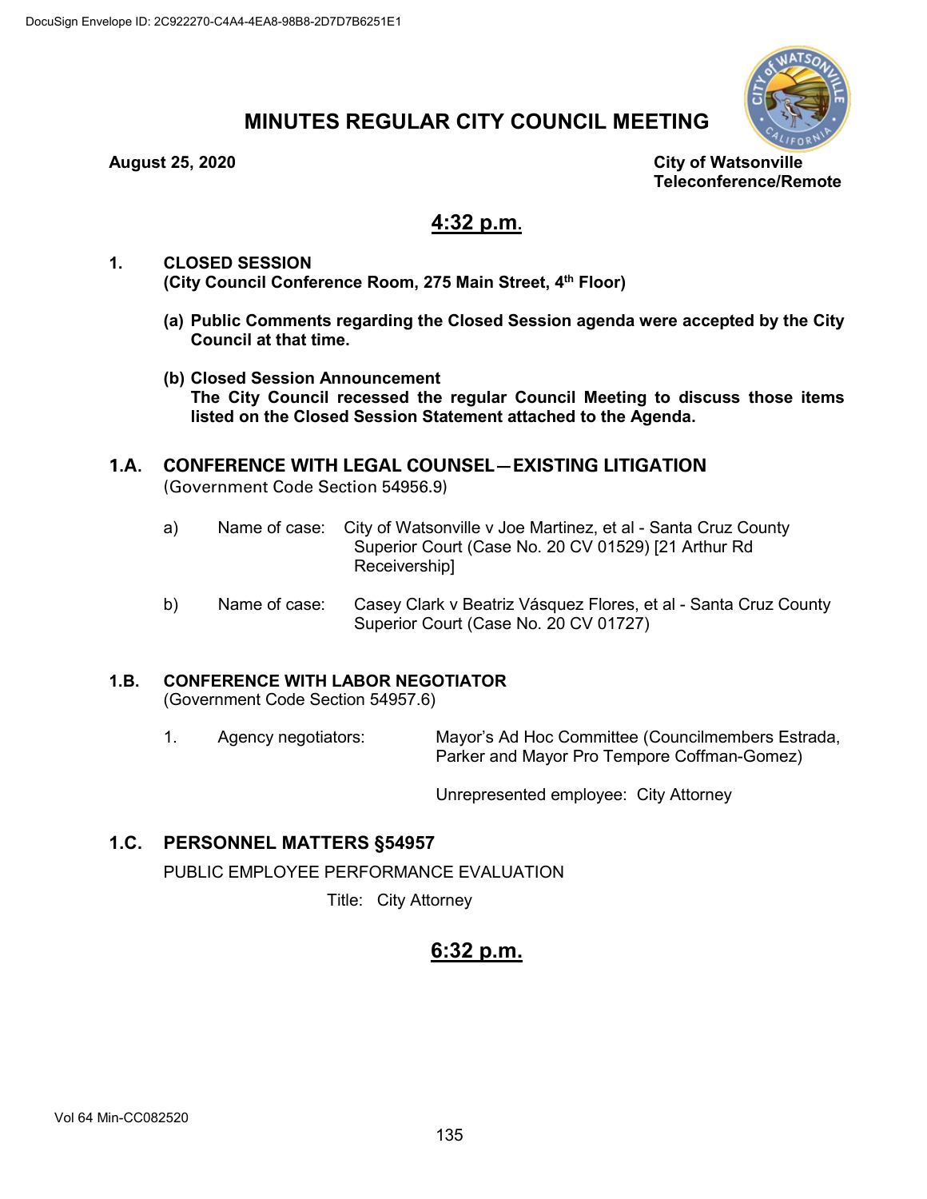# MINUTES REGULAR CITY COUNCIL MEETING

**August 25, 2020**

**City of Watsonville**
**Teleconference/Remote**

## 4:32 p.m.

**1. CLOSED SESSION**
**(City Council Conference Room, 275 Main Street, 4th Floor)**

**(a) Public Comments regarding the Closed Session agenda were accepted by the City Council at that time.**

**(b) Closed Session Announcement**
**The City Council recessed the regular Council Meeting to discuss those items listed on the Closed Session Statement attached to the Agenda.**

### 1.A. CONFERENCE WITH LEGAL COUNSEL—EXISTING LITIGATION

(Government Code Section 54956.9)

a) Name of case: City of Watsonville v Joe Martinez, et al - Santa Cruz County Superior Court (Case No. 20 CV 01529) [21 Arthur Rd Receivership]

b) Name of case: Casey Clark v Beatriz Vásquez Flores, et al - Santa Cruz County Superior Court (Case No. 20 CV 01727)

### 1.B. CONFERENCE WITH LABOR NEGOTIATOR

(Government Code Section 54957.6)

1. Agency negotiators: Mayor's Ad Hoc Committee (Councilmembers Estrada, Parker and Mayor Pro Tempore Coffman-Gomez)

   Unrepresented employee: City Attorney

### 1.C. PERSONNEL MATTERS §54957

PUBLIC EMPLOYEE PERFORMANCE EVALUATION

Title: City Attorney

## 6:32 p.m.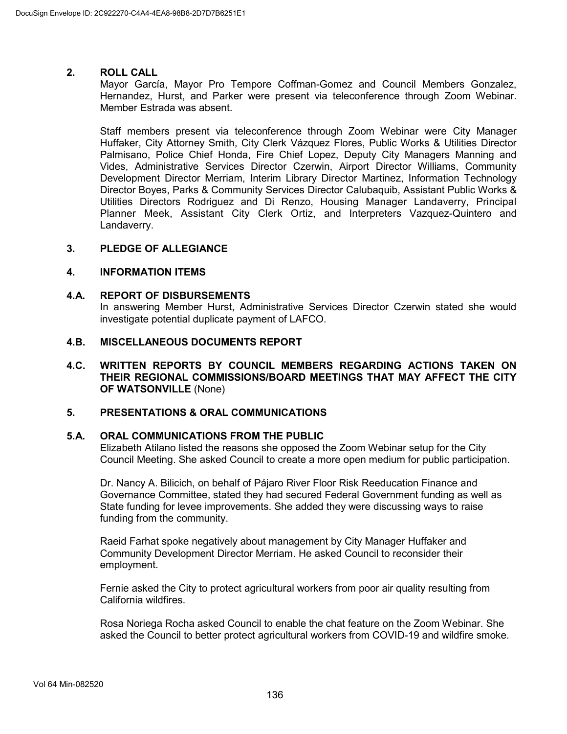## 2. ROLL CALL

Mayor García, Mayor Pro Tempore Coffman-Gomez and Council Members Gonzalez, Hernandez, Hurst, and Parker were present via teleconference through Zoom Webinar. Member Estrada was absent.

Staff members present via teleconference through Zoom Webinar were City Manager Huffaker, City Attorney Smith, City Clerk Vázquez Flores, Public Works & Utilities Director Palmisano, Police Chief Honda, Fire Chief Lopez, Deputy City Managers Manning and Vides, Administrative Services Director Czerwin, Airport Director Williams, Community Development Director Merriam, Interim Library Director Martinez, Information Technology Director Boyes, Parks & Community Services Director Calubaquib, Assistant Public Works & Utilities Directors Rodriguez and Di Renzo, Housing Manager Landaverry, Principal Planner Meek, Assistant City Clerk Ortiz, and Interpreters Vazquez-Quintero and Landaverry.

## 3. PLEDGE OF ALLEGIANCE

## 4. INFORMATION ITEMS

### 4.A. REPORT OF DISBURSEMENTS

In answering Member Hurst, Administrative Services Director Czerwin stated she would investigate potential duplicate payment of LAFCO.

### 4.B. MISCELLANEOUS DOCUMENTS REPORT

### 4.C. WRITTEN REPORTS BY COUNCIL MEMBERS REGARDING ACTIONS TAKEN ON THEIR REGIONAL COMMISSIONS/BOARD MEETINGS THAT MAY AFFECT THE CITY OF WATSONVILLE (None)

## 5. PRESENTATIONS & ORAL COMMUNICATIONS

### 5.A. ORAL COMMUNICATIONS FROM THE PUBLIC

Elizabeth Atilano listed the reasons she opposed the Zoom Webinar setup for the City Council Meeting. She asked Council to create a more open medium for public participation.

Dr. Nancy A. Bilicich, on behalf of Pájaro River Floor Risk Reeducation Finance and Governance Committee, stated they had secured Federal Government funding as well as State funding for levee improvements. She added they were discussing ways to raise funding from the community.

Raeid Farhat spoke negatively about management by City Manager Huffaker and Community Development Director Merriam. He asked Council to reconsider their employment.

Fernie asked the City to protect agricultural workers from poor air quality resulting from California wildfires.

Rosa Noriega Rocha asked Council to enable the chat feature on the Zoom Webinar. She asked the Council to better protect agricultural workers from COVID-19 and wildfire smoke.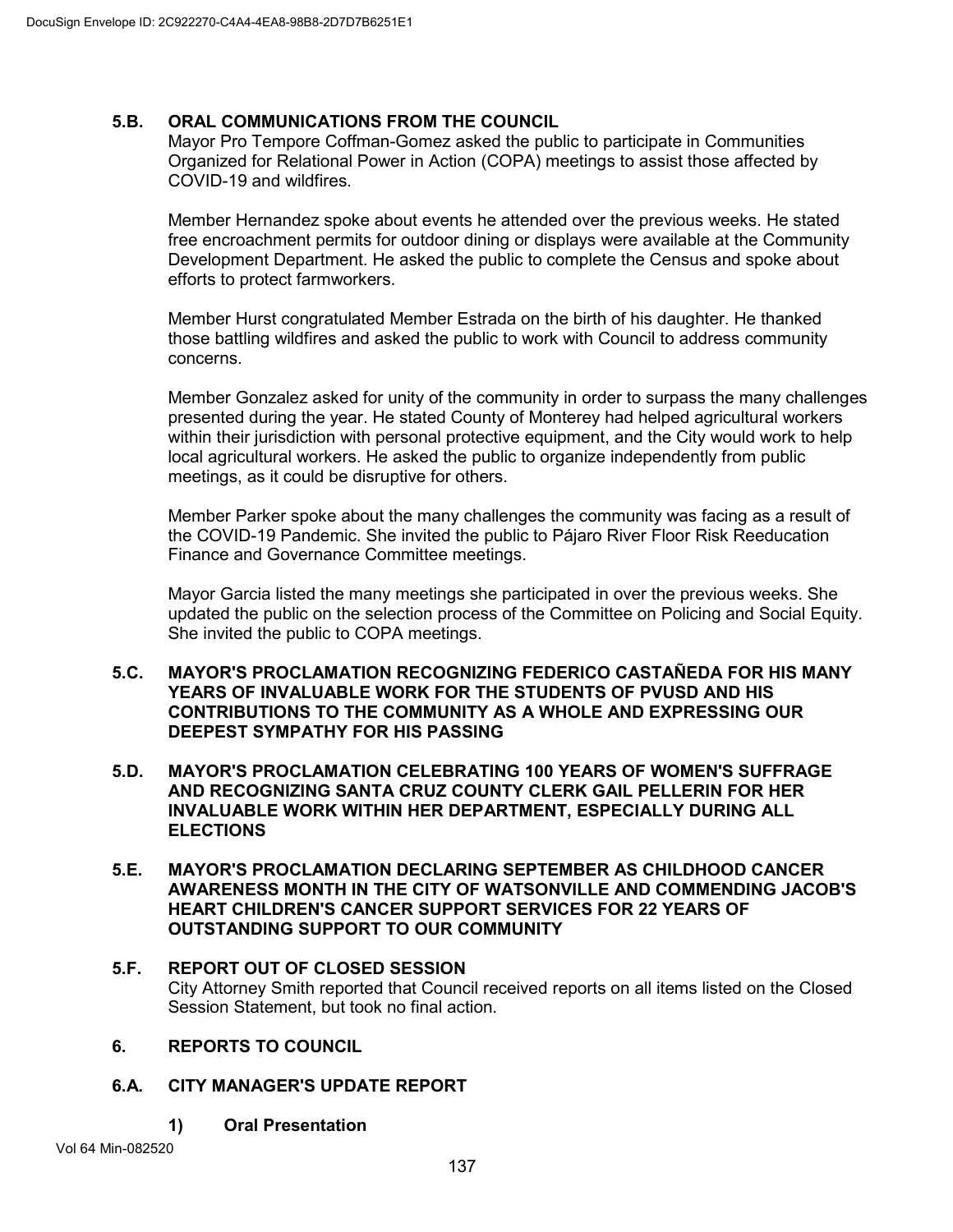### 5.B. ORAL COMMUNICATIONS FROM THE COUNCIL

Mayor Pro Tempore Coffman-Gomez asked the public to participate in Communities Organized for Relational Power in Action (COPA) meetings to assist those affected by COVID-19 and wildfires.

Member Hernandez spoke about events he attended over the previous weeks. He stated free encroachment permits for outdoor dining or displays were available at the Community Development Department. He asked the public to complete the Census and spoke about efforts to protect farmworkers.

Member Hurst congratulated Member Estrada on the birth of his daughter. He thanked those battling wildfires and asked the public to work with Council to address community concerns.

Member Gonzalez asked for unity of the community in order to surpass the many challenges presented during the year. He stated County of Monterey had helped agricultural workers within their jurisdiction with personal protective equipment, and the City would work to help local agricultural workers. He asked the public to organize independently from public meetings, as it could be disruptive for others.

Member Parker spoke about the many challenges the community was facing as a result of the COVID-19 Pandemic. She invited the public to Pájaro River Floor Risk Reeducation Finance and Governance Committee meetings.

Mayor Garcia listed the many meetings she participated in over the previous weeks. She updated the public on the selection process of the Committee on Policing and Social Equity. She invited the public to COPA meetings.

### 5.C. MAYOR'S PROCLAMATION RECOGNIZING FEDERICO CASTAÑEDA FOR HIS MANY YEARS OF INVALUABLE WORK FOR THE STUDENTS OF PVUSD AND HIS CONTRIBUTIONS TO THE COMMUNITY AS A WHOLE AND EXPRESSING OUR DEEPEST SYMPATHY FOR HIS PASSING

### 5.D. MAYOR'S PROCLAMATION CELEBRATING 100 YEARS OF WOMEN'S SUFFRAGE AND RECOGNIZING SANTA CRUZ COUNTY CLERK GAIL PELLERIN FOR HER INVALUABLE WORK WITHIN HER DEPARTMENT, ESPECIALLY DURING ALL ELECTIONS

### 5.E. MAYOR'S PROCLAMATION DECLARING SEPTEMBER AS CHILDHOOD CANCER AWARENESS MONTH IN THE CITY OF WATSONVILLE AND COMMENDING JACOB'S HEART CHILDREN'S CANCER SUPPORT SERVICES FOR 22 YEARS OF OUTSTANDING SUPPORT TO OUR COMMUNITY

### 5.F. REPORT OUT OF CLOSED SESSION

City Attorney Smith reported that Council received reports on all items listed on the Closed Session Statement, but took no final action.

## 6. REPORTS TO COUNCIL

### 6.A. CITY MANAGER'S UPDATE REPORT

#### 1) Oral Presentation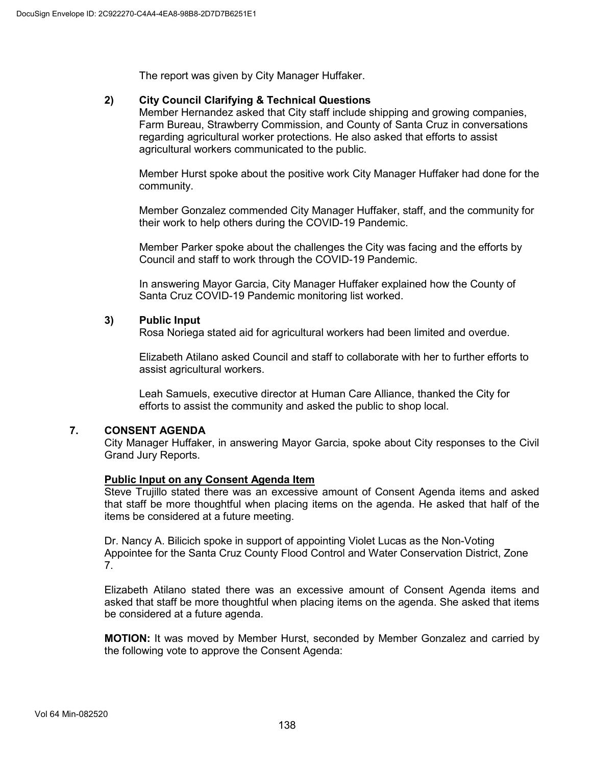The report was given by City Manager Huffaker.

**2) City Council Clarifying & Technical Questions**

Member Hernandez asked that City staff include shipping and growing companies, Farm Bureau, Strawberry Commission, and County of Santa Cruz in conversations regarding agricultural worker protections. He also asked that efforts to assist agricultural workers communicated to the public.

Member Hurst spoke about the positive work City Manager Huffaker had done for the community.

Member Gonzalez commended City Manager Huffaker, staff, and the community for their work to help others during the COVID-19 Pandemic.

Member Parker spoke about the challenges the City was facing and the efforts by Council and staff to work through the COVID-19 Pandemic.

In answering Mayor Garcia, City Manager Huffaker explained how the County of Santa Cruz COVID-19 Pandemic monitoring list worked.

**3) Public Input**

Rosa Noriega stated aid for agricultural workers had been limited and overdue.

Elizabeth Atilano asked Council and staff to collaborate with her to further efforts to assist agricultural workers.

Leah Samuels, executive director at Human Care Alliance, thanked the City for efforts to assist the community and asked the public to shop local.

## 7. CONSENT AGENDA

City Manager Huffaker, in answering Mayor Garcia, spoke about City responses to the Civil Grand Jury Reports.

**Public Input on any Consent Agenda Item**

Steve Trujillo stated there was an excessive amount of Consent Agenda items and asked that staff be more thoughtful when placing items on the agenda. He asked that half of the items be considered at a future meeting.

Dr. Nancy A. Bilicich spoke in support of appointing Violet Lucas as the Non-Voting Appointee for the Santa Cruz County Flood Control and Water Conservation District, Zone 7.

Elizabeth Atilano stated there was an excessive amount of Consent Agenda items and asked that staff be more thoughtful when placing items on the agenda. She asked that items be considered at a future agenda.

**MOTION:** It was moved by Member Hurst, seconded by Member Gonzalez and carried by the following vote to approve the Consent Agenda: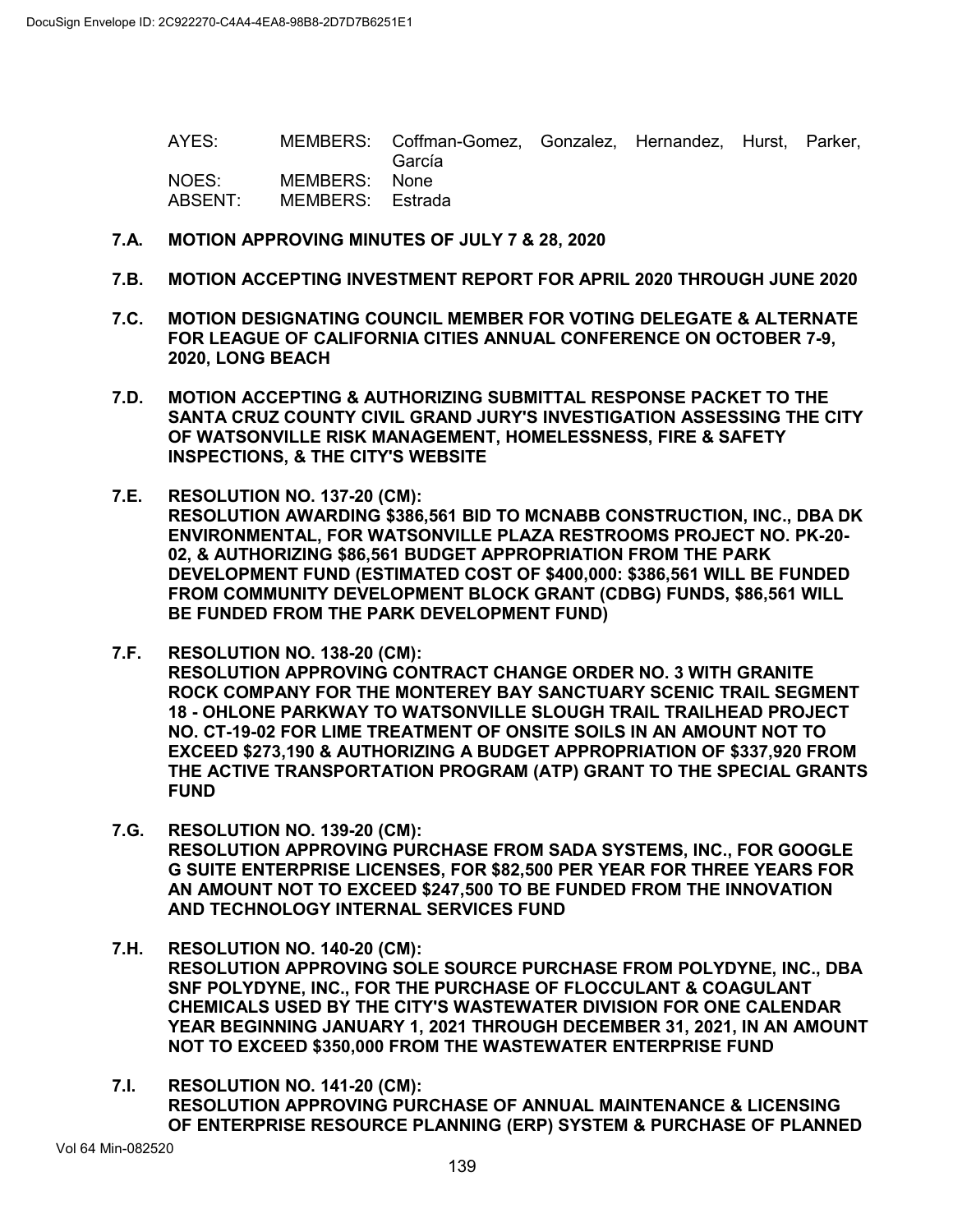| AYES: | MEMBERS: | Coffman-Gomez, Gonzalez, Hernandez, Hurst, Parker, García |
| --- | --- | --- |
| NOES: | MEMBERS: | None |
| ABSENT: | MEMBERS: | Estrada |

**7.A. MOTION APPROVING MINUTES OF JULY 7 & 28, 2020**

**7.B. MOTION ACCEPTING INVESTMENT REPORT FOR APRIL 2020 THROUGH JUNE 2020**

**7.C. MOTION DESIGNATING COUNCIL MEMBER FOR VOTING DELEGATE & ALTERNATE FOR LEAGUE OF CALIFORNIA CITIES ANNUAL CONFERENCE ON OCTOBER 7-9, 2020, LONG BEACH**

**7.D. MOTION ACCEPTING & AUTHORIZING SUBMITTAL RESPONSE PACKET TO THE SANTA CRUZ COUNTY CIVIL GRAND JURY'S INVESTIGATION ASSESSING THE CITY OF WATSONVILLE RISK MANAGEMENT, HOMELESSNESS, FIRE & SAFETY INSPECTIONS, & THE CITY'S WEBSITE**

**7.E. RESOLUTION NO. 137-20 (CM):**
**RESOLUTION AWARDING $386,561 BID TO MCNABB CONSTRUCTION, INC., DBA DK ENVIRONMENTAL, FOR WATSONVILLE PLAZA RESTROOMS PROJECT NO. PK-20-02, & AUTHORIZING $86,561 BUDGET APPROPRIATION FROM THE PARK DEVELOPMENT FUND (ESTIMATED COST OF $400,000: $386,561 WILL BE FUNDED FROM COMMUNITY DEVELOPMENT BLOCK GRANT (CDBG) FUNDS, $86,561 WILL BE FUNDED FROM THE PARK DEVELOPMENT FUND)**

**7.F. RESOLUTION NO. 138-20 (CM):**
**RESOLUTION APPROVING CONTRACT CHANGE ORDER NO. 3 WITH GRANITE ROCK COMPANY FOR THE MONTEREY BAY SANCTUARY SCENIC TRAIL SEGMENT 18 - OHLONE PARKWAY TO WATSONVILLE SLOUGH TRAIL TRAILHEAD PROJECT NO. CT-19-02 FOR LIME TREATMENT OF ONSITE SOILS IN AN AMOUNT NOT TO EXCEED $273,190 & AUTHORIZING A BUDGET APPROPRIATION OF $337,920 FROM THE ACTIVE TRANSPORTATION PROGRAM (ATP) GRANT TO THE SPECIAL GRANTS FUND**

**7.G. RESOLUTION NO. 139-20 (CM):**
**RESOLUTION APPROVING PURCHASE FROM SADA SYSTEMS, INC., FOR GOOGLE G SUITE ENTERPRISE LICENSES, FOR $82,500 PER YEAR FOR THREE YEARS FOR AN AMOUNT NOT TO EXCEED $247,500 TO BE FUNDED FROM THE INNOVATION AND TECHNOLOGY INTERNAL SERVICES FUND**

**7.H. RESOLUTION NO. 140-20 (CM):**
**RESOLUTION APPROVING SOLE SOURCE PURCHASE FROM POLYDYNE, INC., DBA SNF POLYDYNE, INC., FOR THE PURCHASE OF FLOCCULANT & COAGULANT CHEMICALS USED BY THE CITY'S WASTEWATER DIVISION FOR ONE CALENDAR YEAR BEGINNING JANUARY 1, 2021 THROUGH DECEMBER 31, 2021, IN AN AMOUNT NOT TO EXCEED $350,000 FROM THE WASTEWATER ENTERPRISE FUND**

**7.I. RESOLUTION NO. 141-20 (CM):**
**RESOLUTION APPROVING PURCHASE OF ANNUAL MAINTENANCE & LICENSING OF ENTERPRISE RESOURCE PLANNING (ERP) SYSTEM & PURCHASE OF PLANNED**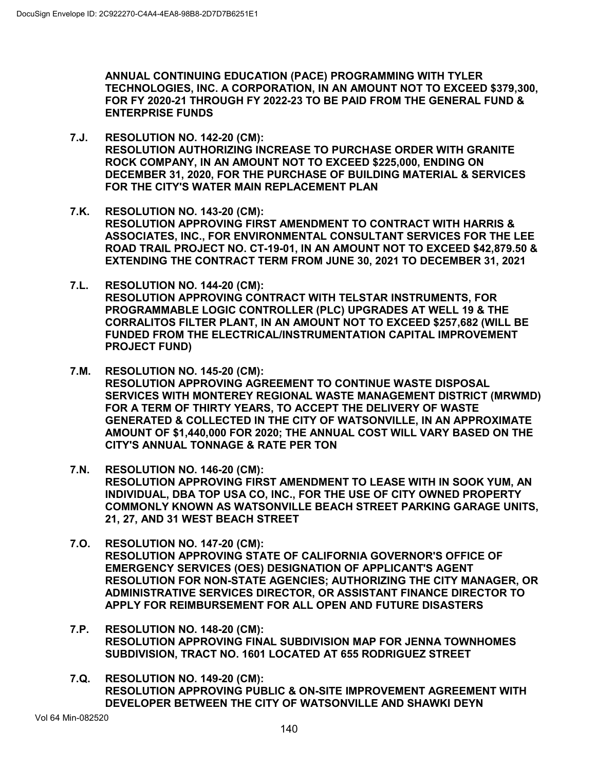**ANNUAL CONTINUING EDUCATION (PACE) PROGRAMMING WITH TYLER TECHNOLOGIES, INC. A CORPORATION, IN AN AMOUNT NOT TO EXCEED $379,300, FOR FY 2020-21 THROUGH FY 2022-23 TO BE PAID FROM THE GENERAL FUND & ENTERPRISE FUNDS**

**7.J. RESOLUTION NO. 142-20 (CM):**
**RESOLUTION AUTHORIZING INCREASE TO PURCHASE ORDER WITH GRANITE ROCK COMPANY, IN AN AMOUNT NOT TO EXCEED $225,000, ENDING ON DECEMBER 31, 2020, FOR THE PURCHASE OF BUILDING MATERIAL & SERVICES FOR THE CITY'S WATER MAIN REPLACEMENT PLAN**

**7.K. RESOLUTION NO. 143-20 (CM):**
**RESOLUTION APPROVING FIRST AMENDMENT TO CONTRACT WITH HARRIS & ASSOCIATES, INC., FOR ENVIRONMENTAL CONSULTANT SERVICES FOR THE LEE ROAD TRAIL PROJECT NO. CT-19-01, IN AN AMOUNT NOT TO EXCEED $42,879.50 & EXTENDING THE CONTRACT TERM FROM JUNE 30, 2021 TO DECEMBER 31, 2021**

**7.L. RESOLUTION NO. 144-20 (CM):**
**RESOLUTION APPROVING CONTRACT WITH TELSTAR INSTRUMENTS, FOR PROGRAMMABLE LOGIC CONTROLLER (PLC) UPGRADES AT WELL 19 & THE CORRALITOS FILTER PLANT, IN AN AMOUNT NOT TO EXCEED $257,682 (WILL BE FUNDED FROM THE ELECTRICAL/INSTRUMENTATION CAPITAL IMPROVEMENT PROJECT FUND)**

**7.M. RESOLUTION NO. 145-20 (CM):**
**RESOLUTION APPROVING AGREEMENT TO CONTINUE WASTE DISPOSAL SERVICES WITH MONTEREY REGIONAL WASTE MANAGEMENT DISTRICT (MRWMD) FOR A TERM OF THIRTY YEARS, TO ACCEPT THE DELIVERY OF WASTE GENERATED & COLLECTED IN THE CITY OF WATSONVILLE, IN AN APPROXIMATE AMOUNT OF $1,440,000 FOR 2020; THE ANNUAL COST WILL VARY BASED ON THE CITY'S ANNUAL TONNAGE & RATE PER TON**

**7.N. RESOLUTION NO. 146-20 (CM):**
**RESOLUTION APPROVING FIRST AMENDMENT TO LEASE WITH IN SOOK YUM, AN INDIVIDUAL, DBA TOP USA CO, INC., FOR THE USE OF CITY OWNED PROPERTY COMMONLY KNOWN AS WATSONVILLE BEACH STREET PARKING GARAGE UNITS, 21, 27, AND 31 WEST BEACH STREET**

**7.O. RESOLUTION NO. 147-20 (CM):**
**RESOLUTION APPROVING STATE OF CALIFORNIA GOVERNOR'S OFFICE OF EMERGENCY SERVICES (OES) DESIGNATION OF APPLICANT'S AGENT RESOLUTION FOR NON-STATE AGENCIES; AUTHORIZING THE CITY MANAGER, OR ADMINISTRATIVE SERVICES DIRECTOR, OR ASSISTANT FINANCE DIRECTOR TO APPLY FOR REIMBURSEMENT FOR ALL OPEN AND FUTURE DISASTERS**

**7.P. RESOLUTION NO. 148-20 (CM):**
**RESOLUTION APPROVING FINAL SUBDIVISION MAP FOR JENNA TOWNHOMES SUBDIVISION, TRACT NO. 1601 LOCATED AT 655 RODRIGUEZ STREET**

**7.Q. RESOLUTION NO. 149-20 (CM):**
**RESOLUTION APPROVING PUBLIC & ON-SITE IMPROVEMENT AGREEMENT WITH DEVELOPER BETWEEN THE CITY OF WATSONVILLE AND SHAWKI DEYN**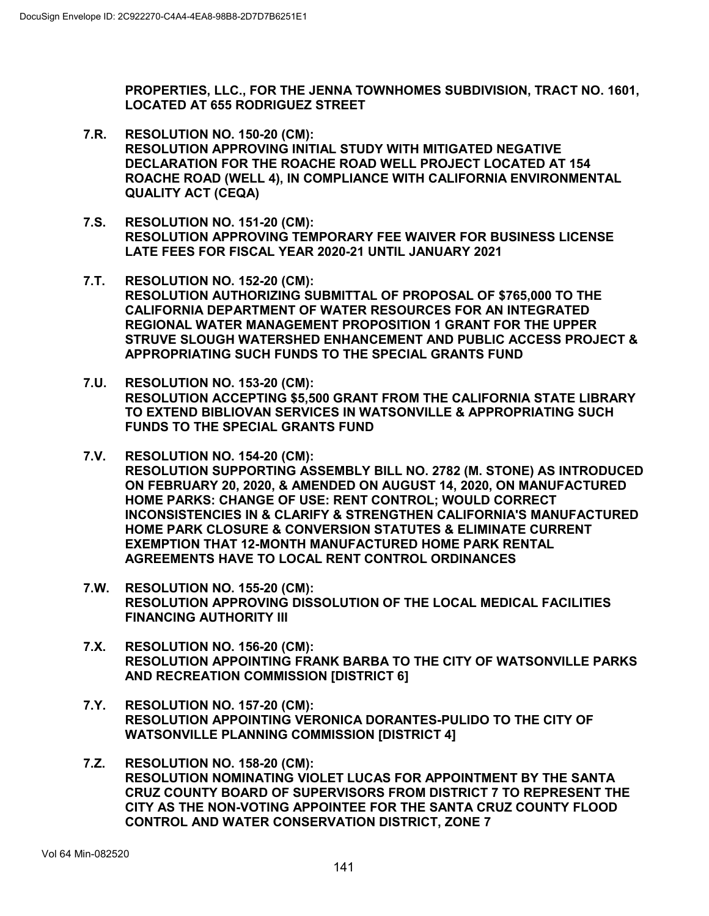**PROPERTIES, LLC., FOR THE JENNA TOWNHOMES SUBDIVISION, TRACT NO. 1601, LOCATED AT 655 RODRIGUEZ STREET**

**7.R. RESOLUTION NO. 150-20 (CM):**
**RESOLUTION APPROVING INITIAL STUDY WITH MITIGATED NEGATIVE DECLARATION FOR THE ROACHE ROAD WELL PROJECT LOCATED AT 154 ROACHE ROAD (WELL 4), IN COMPLIANCE WITH CALIFORNIA ENVIRONMENTAL QUALITY ACT (CEQA)**

**7.S. RESOLUTION NO. 151-20 (CM):**
**RESOLUTION APPROVING TEMPORARY FEE WAIVER FOR BUSINESS LICENSE LATE FEES FOR FISCAL YEAR 2020-21 UNTIL JANUARY 2021**

**7.T. RESOLUTION NO. 152-20 (CM):**
**RESOLUTION AUTHORIZING SUBMITTAL OF PROPOSAL OF $765,000 TO THE CALIFORNIA DEPARTMENT OF WATER RESOURCES FOR AN INTEGRATED REGIONAL WATER MANAGEMENT PROPOSITION 1 GRANT FOR THE UPPER STRUVE SLOUGH WATERSHED ENHANCEMENT AND PUBLIC ACCESS PROJECT & APPROPRIATING SUCH FUNDS TO THE SPECIAL GRANTS FUND**

**7.U. RESOLUTION NO. 153-20 (CM):**
**RESOLUTION ACCEPTING $5,500 GRANT FROM THE CALIFORNIA STATE LIBRARY TO EXTEND BIBLIOVAN SERVICES IN WATSONVILLE & APPROPRIATING SUCH FUNDS TO THE SPECIAL GRANTS FUND**

**7.V. RESOLUTION NO. 154-20 (CM):**
**RESOLUTION SUPPORTING ASSEMBLY BILL NO. 2782 (M. STONE) AS INTRODUCED ON FEBRUARY 20, 2020, & AMENDED ON AUGUST 14, 2020, ON MANUFACTURED HOME PARKS: CHANGE OF USE: RENT CONTROL; WOULD CORRECT INCONSISTENCIES IN & CLARIFY & STRENGTHEN CALIFORNIA'S MANUFACTURED HOME PARK CLOSURE & CONVERSION STATUTES & ELIMINATE CURRENT EXEMPTION THAT 12-MONTH MANUFACTURED HOME PARK RENTAL AGREEMENTS HAVE TO LOCAL RENT CONTROL ORDINANCES**

**7.W. RESOLUTION NO. 155-20 (CM):**
**RESOLUTION APPROVING DISSOLUTION OF THE LOCAL MEDICAL FACILITIES FINANCING AUTHORITY III**

**7.X. RESOLUTION NO. 156-20 (CM):**
**RESOLUTION APPOINTING FRANK BARBA TO THE CITY OF WATSONVILLE PARKS AND RECREATION COMMISSION [DISTRICT 6]**

**7.Y. RESOLUTION NO. 157-20 (CM):**
**RESOLUTION APPOINTING VERONICA DORANTES-PULIDO TO THE CITY OF WATSONVILLE PLANNING COMMISSION [DISTRICT 4]**

**7.Z. RESOLUTION NO. 158-20 (CM):**
**RESOLUTION NOMINATING VIOLET LUCAS FOR APPOINTMENT BY THE SANTA CRUZ COUNTY BOARD OF SUPERVISORS FROM DISTRICT 7 TO REPRESENT THE CITY AS THE NON-VOTING APPOINTEE FOR THE SANTA CRUZ COUNTY FLOOD CONTROL AND WATER CONSERVATION DISTRICT, ZONE 7**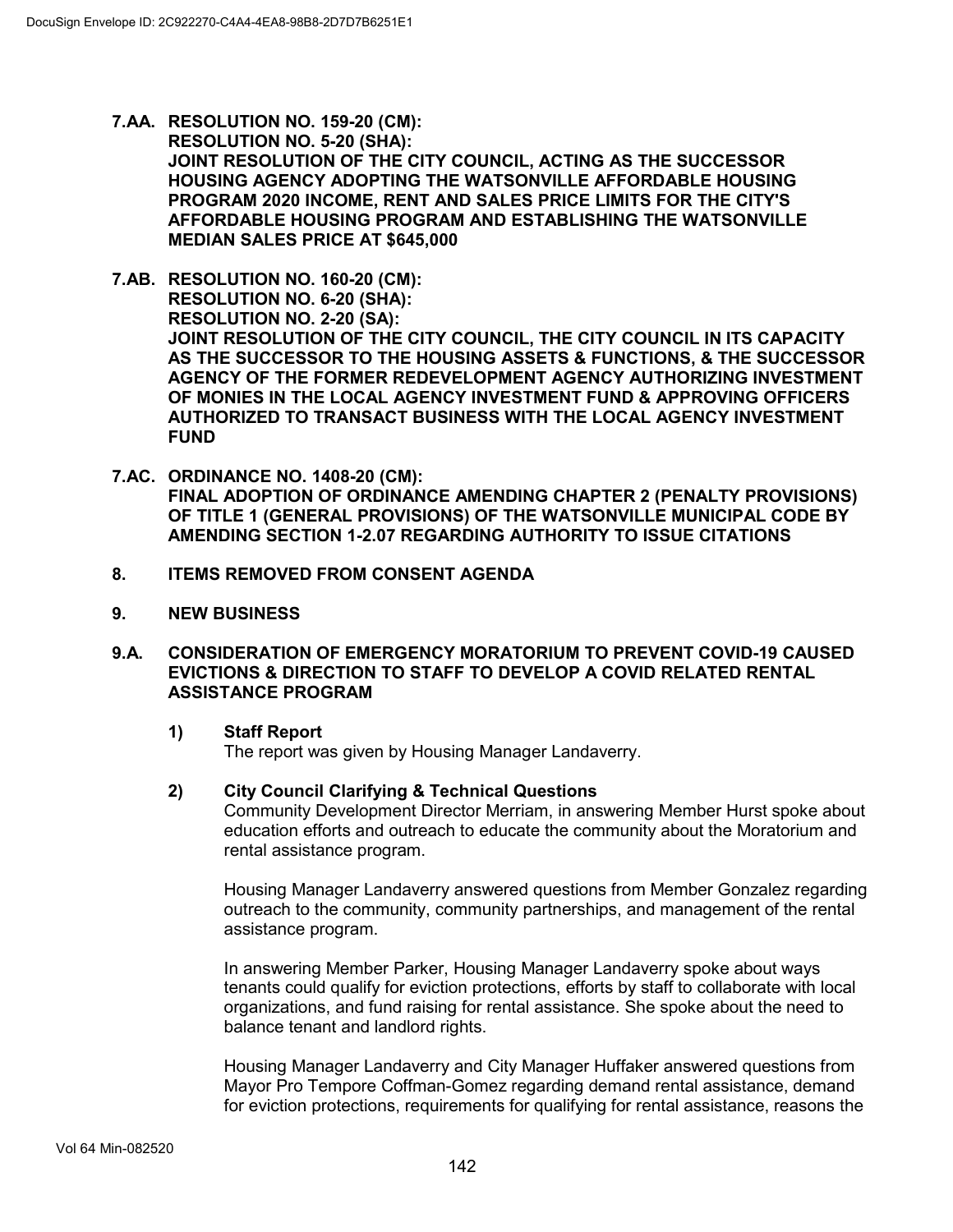**7.AA. RESOLUTION NO. 159-20 (CM):**
**RESOLUTION NO. 5-20 (SHA):**
**JOINT RESOLUTION OF THE CITY COUNCIL, ACTING AS THE SUCCESSOR HOUSING AGENCY ADOPTING THE WATSONVILLE AFFORDABLE HOUSING PROGRAM 2020 INCOME, RENT AND SALES PRICE LIMITS FOR THE CITY'S AFFORDABLE HOUSING PROGRAM AND ESTABLISHING THE WATSONVILLE MEDIAN SALES PRICE AT $645,000**

**7.AB. RESOLUTION NO. 160-20 (CM):**
**RESOLUTION NO. 6-20 (SHA):**
**RESOLUTION NO. 2-20 (SA):**
**JOINT RESOLUTION OF THE CITY COUNCIL, THE CITY COUNCIL IN ITS CAPACITY AS THE SUCCESSOR TO THE HOUSING ASSETS & FUNCTIONS, & THE SUCCESSOR AGENCY OF THE FORMER REDEVELOPMENT AGENCY AUTHORIZING INVESTMENT OF MONIES IN THE LOCAL AGENCY INVESTMENT FUND & APPROVING OFFICERS AUTHORIZED TO TRANSACT BUSINESS WITH THE LOCAL AGENCY INVESTMENT FUND**

**7.AC. ORDINANCE NO. 1408-20 (CM):**
**FINAL ADOPTION OF ORDINANCE AMENDING CHAPTER 2 (PENALTY PROVISIONS) OF TITLE 1 (GENERAL PROVISIONS) OF THE WATSONVILLE MUNICIPAL CODE BY AMENDING SECTION 1-2.07 REGARDING AUTHORITY TO ISSUE CITATIONS**

**8. ITEMS REMOVED FROM CONSENT AGENDA**

**9. NEW BUSINESS**

**9.A. CONSIDERATION OF EMERGENCY MORATORIUM TO PREVENT COVID-19 CAUSED EVICTIONS & DIRECTION TO STAFF TO DEVELOP A COVID RELATED RENTAL ASSISTANCE PROGRAM**

**1) Staff Report**

The report was given by Housing Manager Landaverry.

**2) City Council Clarifying & Technical Questions**

Community Development Director Merriam, in answering Member Hurst spoke about education efforts and outreach to educate the community about the Moratorium and rental assistance program.

Housing Manager Landaverry answered questions from Member Gonzalez regarding outreach to the community, community partnerships, and management of the rental assistance program.

In answering Member Parker, Housing Manager Landaverry spoke about ways tenants could qualify for eviction protections, efforts by staff to collaborate with local organizations, and fund raising for rental assistance. She spoke about the need to balance tenant and landlord rights.

Housing Manager Landaverry and City Manager Huffaker answered questions from Mayor Pro Tempore Coffman-Gomez regarding demand rental assistance, demand for eviction protections, requirements for qualifying for rental assistance, reasons the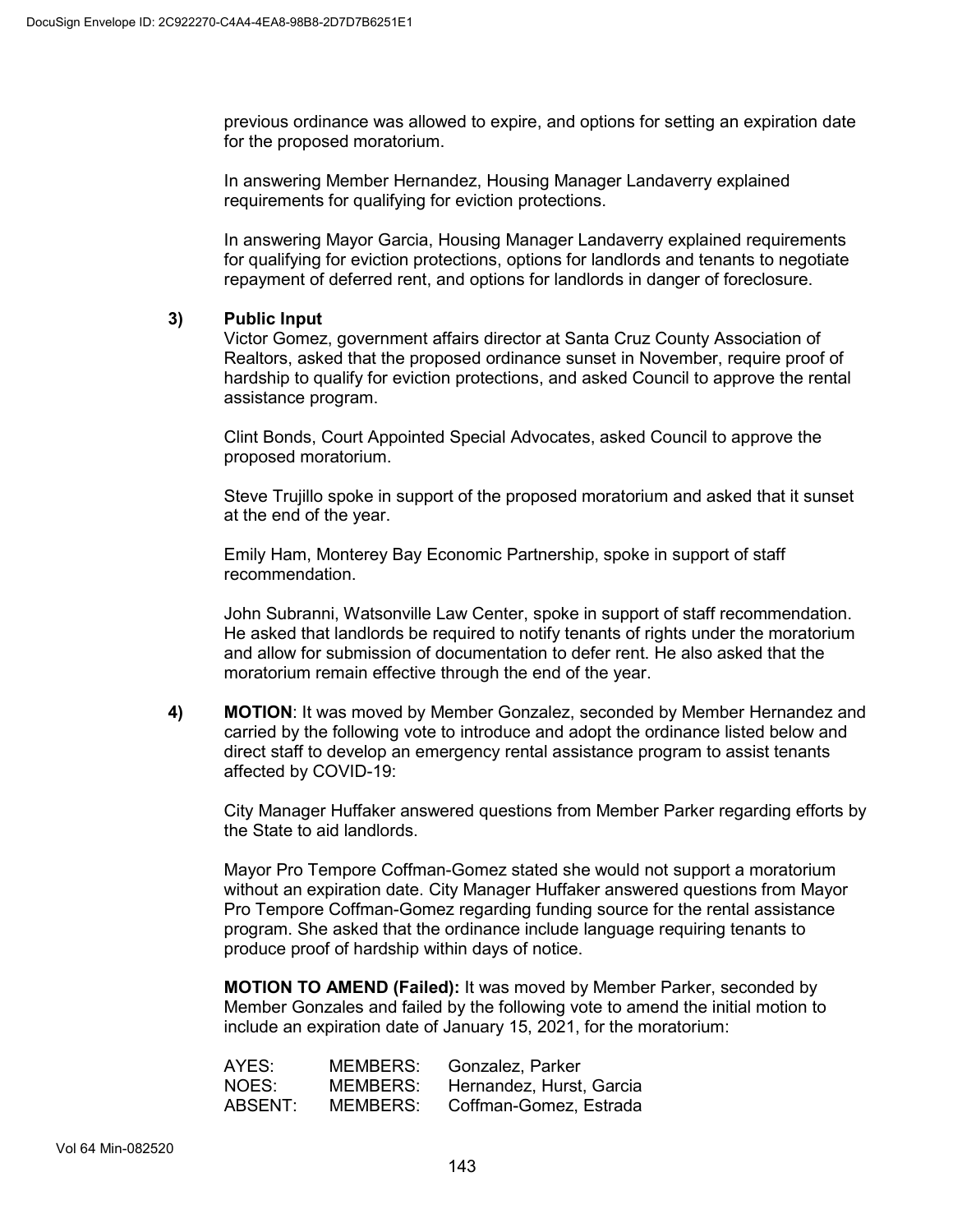previous ordinance was allowed to expire, and options for setting an expiration date for the proposed moratorium.

In answering Member Hernandez, Housing Manager Landaverry explained requirements for qualifying for eviction protections.

In answering Mayor Garcia, Housing Manager Landaverry explained requirements for qualifying for eviction protections, options for landlords and tenants to negotiate repayment of deferred rent, and options for landlords in danger of foreclosure.

**3) Public Input**

Victor Gomez, government affairs director at Santa Cruz County Association of Realtors, asked that the proposed ordinance sunset in November, require proof of hardship to qualify for eviction protections, and asked Council to approve the rental assistance program.

Clint Bonds, Court Appointed Special Advocates, asked Council to approve the proposed moratorium.

Steve Trujillo spoke in support of the proposed moratorium and asked that it sunset at the end of the year.

Emily Ham, Monterey Bay Economic Partnership, spoke in support of staff recommendation.

John Subranni, Watsonville Law Center, spoke in support of staff recommendation. He asked that landlords be required to notify tenants of rights under the moratorium and allow for submission of documentation to defer rent. He also asked that the moratorium remain effective through the end of the year.

**4) MOTION**: It was moved by Member Gonzalez, seconded by Member Hernandez and carried by the following vote to introduce and adopt the ordinance listed below and direct staff to develop an emergency rental assistance program to assist tenants affected by COVID-19:

City Manager Huffaker answered questions from Member Parker regarding efforts by the State to aid landlords.

Mayor Pro Tempore Coffman-Gomez stated she would not support a moratorium without an expiration date. City Manager Huffaker answered questions from Mayor Pro Tempore Coffman-Gomez regarding funding source for the rental assistance program. She asked that the ordinance include language requiring tenants to produce proof of hardship within days of notice.

**MOTION TO AMEND (Failed):** It was moved by Member Parker, seconded by Member Gonzales and failed by the following vote to amend the initial motion to include an expiration date of January 15, 2021, for the moratorium:

| | | |
|---|---|---|
| AYES: | MEMBERS: | Gonzalez, Parker |
| NOES: | MEMBERS: | Hernandez, Hurst, Garcia |
| ABSENT: | MEMBERS: | Coffman-Gomez, Estrada |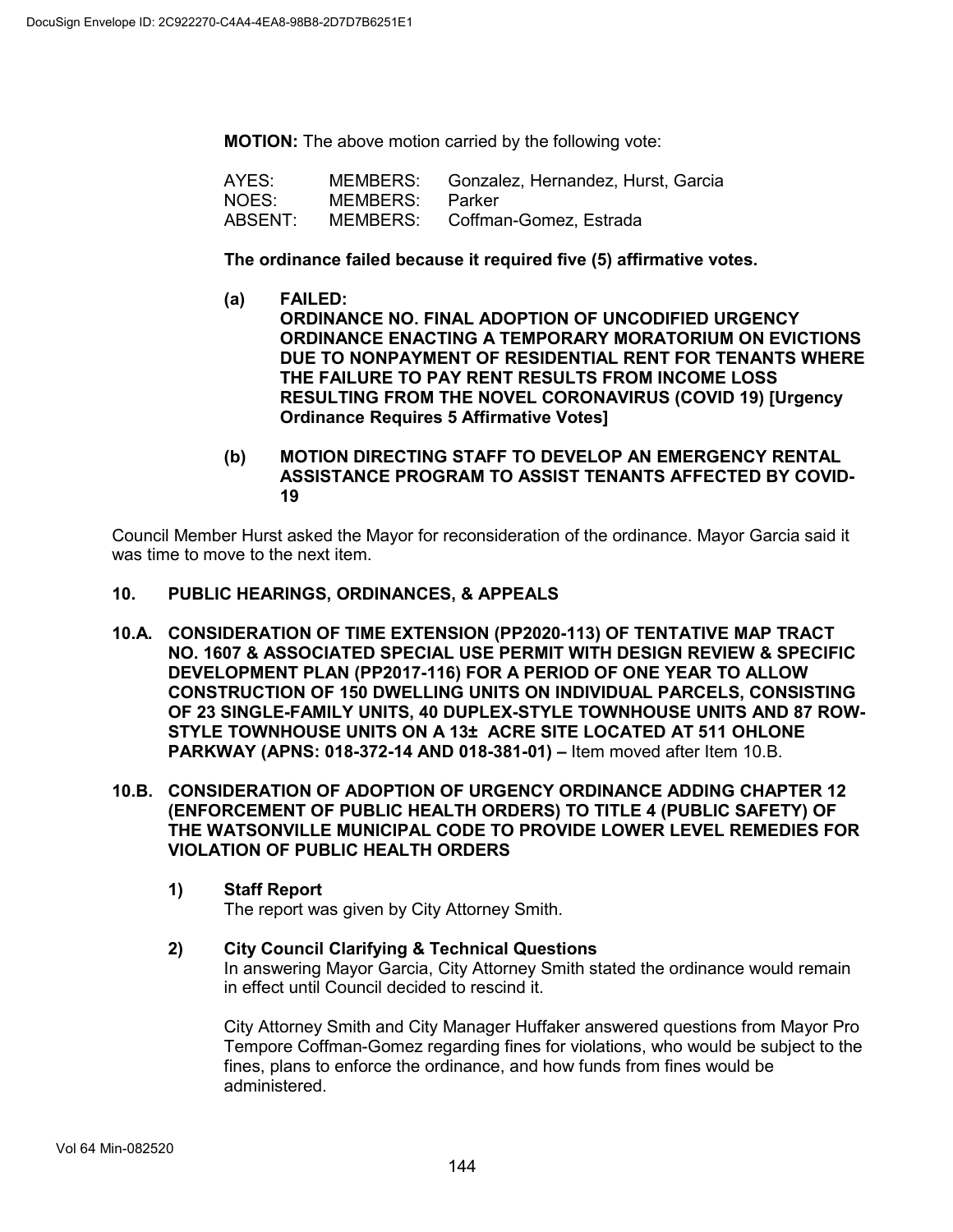**MOTION:** The above motion carried by the following vote:

| | | |
|---|---|---|
| AYES: | MEMBERS: | Gonzalez, Hernandez, Hurst, Garcia |
| NOES: | MEMBERS: | Parker |
| ABSENT: | MEMBERS: | Coffman-Gomez, Estrada |

**The ordinance failed because it required five (5) affirmative votes.**

**(a) FAILED: ORDINANCE NO. FINAL ADOPTION OF UNCODIFIED URGENCY ORDINANCE ENACTING A TEMPORARY MORATORIUM ON EVICTIONS DUE TO NONPAYMENT OF RESIDENTIAL RENT FOR TENANTS WHERE THE FAILURE TO PAY RENT RESULTS FROM INCOME LOSS RESULTING FROM THE NOVEL CORONAVIRUS (COVID 19) [Urgency Ordinance Requires 5 Affirmative Votes]**

**(b) MOTION DIRECTING STAFF TO DEVELOP AN EMERGENCY RENTAL ASSISTANCE PROGRAM TO ASSIST TENANTS AFFECTED BY COVID-19**

Council Member Hurst asked the Mayor for reconsideration of the ordinance. Mayor Garcia said it was time to move to the next item.

**10. PUBLIC HEARINGS, ORDINANCES, & APPEALS**

**10.A. CONSIDERATION OF TIME EXTENSION (PP2020-113) OF TENTATIVE MAP TRACT NO. 1607 & ASSOCIATED SPECIAL USE PERMIT WITH DESIGN REVIEW & SPECIFIC DEVELOPMENT PLAN (PP2017-116) FOR A PERIOD OF ONE YEAR TO ALLOW CONSTRUCTION OF 150 DWELLING UNITS ON INDIVIDUAL PARCELS, CONSISTING OF 23 SINGLE-FAMILY UNITS, 40 DUPLEX-STYLE TOWNHOUSE UNITS AND 87 ROW-STYLE TOWNHOUSE UNITS ON A 13± ACRE SITE LOCATED AT 511 OHLONE PARKWAY (APNS: 018-372-14 AND 018-381-01) –** Item moved after Item 10.B.

**10.B. CONSIDERATION OF ADOPTION OF URGENCY ORDINANCE ADDING CHAPTER 12 (ENFORCEMENT OF PUBLIC HEALTH ORDERS) TO TITLE 4 (PUBLIC SAFETY) OF THE WATSONVILLE MUNICIPAL CODE TO PROVIDE LOWER LEVEL REMEDIES FOR VIOLATION OF PUBLIC HEALTH ORDERS**

**1) Staff Report**

The report was given by City Attorney Smith.

**2) City Council Clarifying & Technical Questions**

In answering Mayor Garcia, City Attorney Smith stated the ordinance would remain in effect until Council decided to rescind it.

City Attorney Smith and City Manager Huffaker answered questions from Mayor Pro Tempore Coffman-Gomez regarding fines for violations, who would be subject to the fines, plans to enforce the ordinance, and how funds from fines would be administered.

Vol 64 Min-082520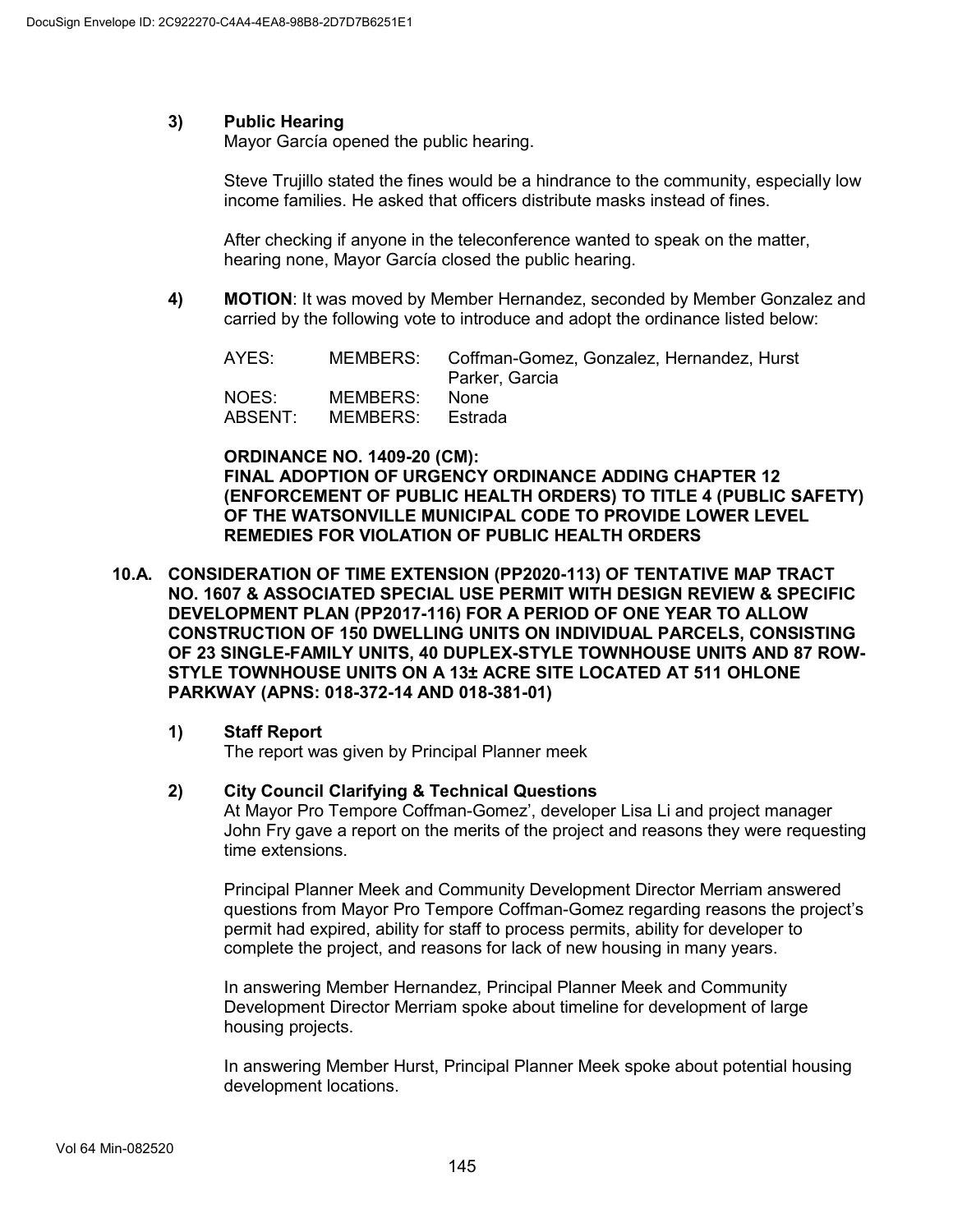3) **Public Hearing**
   Mayor García opened the public hearing.

   Steve Trujillo stated the fines would be a hindrance to the community, especially low income families. He asked that officers distribute masks instead of fines.

   After checking if anyone in the teleconference wanted to speak on the matter, hearing none, Mayor García closed the public hearing.

4) **MOTION**: It was moved by Member Hernandez, seconded by Member Gonzalez and carried by the following vote to introduce and adopt the ordinance listed below:

| | | |
|---|---|---|
| AYES: | MEMBERS: | Coffman-Gomez, Gonzalez, Hernandez, Hurst Parker, Garcia |
| NOES: | MEMBERS: | None |
| ABSENT: | MEMBERS: | Estrada |

   **ORDINANCE NO. 1409-20 (CM):**
   **FINAL ADOPTION OF URGENCY ORDINANCE ADDING CHAPTER 12 (ENFORCEMENT OF PUBLIC HEALTH ORDERS) TO TITLE 4 (PUBLIC SAFETY) OF THE WATSONVILLE MUNICIPAL CODE TO PROVIDE LOWER LEVEL REMEDIES FOR VIOLATION OF PUBLIC HEALTH ORDERS**

**10.A. CONSIDERATION OF TIME EXTENSION (PP2020-113) OF TENTATIVE MAP TRACT NO. 1607 & ASSOCIATED SPECIAL USE PERMIT WITH DESIGN REVIEW & SPECIFIC DEVELOPMENT PLAN (PP2017-116) FOR A PERIOD OF ONE YEAR TO ALLOW CONSTRUCTION OF 150 DWELLING UNITS ON INDIVIDUAL PARCELS, CONSISTING OF 23 SINGLE-FAMILY UNITS, 40 DUPLEX-STYLE TOWNHOUSE UNITS AND 87 ROW-STYLE TOWNHOUSE UNITS ON A 13± ACRE SITE LOCATED AT 511 OHLONE PARKWAY (APNS: 018-372-14 AND 018-381-01)**

1) **Staff Report**
   The report was given by Principal Planner meek

2) **City Council Clarifying & Technical Questions**
   At Mayor Pro Tempore Coffman-Gomez', developer Lisa Li and project manager John Fry gave a report on the merits of the project and reasons they were requesting time extensions.

   Principal Planner Meek and Community Development Director Merriam answered questions from Mayor Pro Tempore Coffman-Gomez regarding reasons the project's permit had expired, ability for staff to process permits, ability for developer to complete the project, and reasons for lack of new housing in many years.

   In answering Member Hernandez, Principal Planner Meek and Community Development Director Merriam spoke about timeline for development of large housing projects.

   In answering Member Hurst, Principal Planner Meek spoke about potential housing development locations.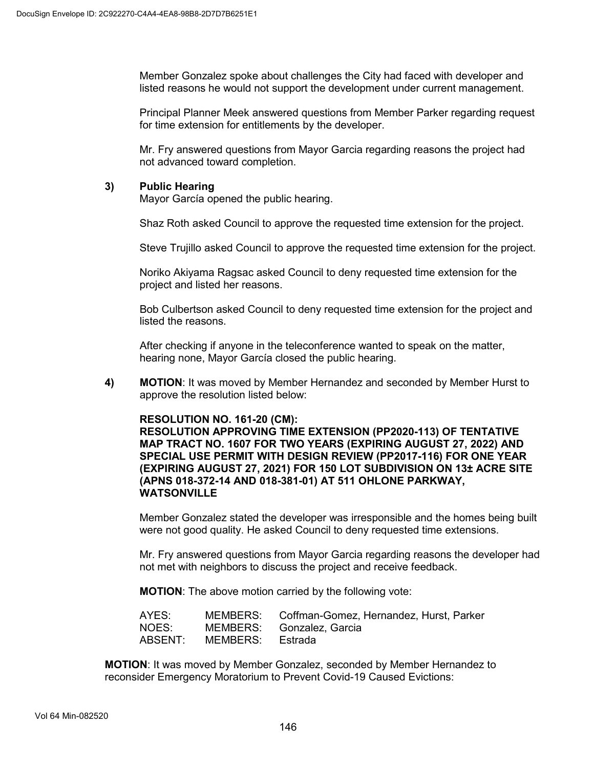Member Gonzalez spoke about challenges the City had faced with developer and listed reasons he would not support the development under current management.

Principal Planner Meek answered questions from Member Parker regarding request for time extension for entitlements by the developer.

Mr. Fry answered questions from Mayor Garcia regarding reasons the project had not advanced toward completion.

**3) Public Hearing**

Mayor García opened the public hearing.

Shaz Roth asked Council to approve the requested time extension for the project.

Steve Trujillo asked Council to approve the requested time extension for the project.

Noriko Akiyama Ragsac asked Council to deny requested time extension for the project and listed her reasons.

Bob Culbertson asked Council to deny requested time extension for the project and listed the reasons.

After checking if anyone in the teleconference wanted to speak on the matter, hearing none, Mayor García closed the public hearing.

**4) MOTION**: It was moved by Member Hernandez and seconded by Member Hurst to approve the resolution listed below:

**RESOLUTION NO. 161-20 (CM):**
**RESOLUTION APPROVING TIME EXTENSION (PP2020-113) OF TENTATIVE MAP TRACT NO. 1607 FOR TWO YEARS (EXPIRING AUGUST 27, 2022) AND SPECIAL USE PERMIT WITH DESIGN REVIEW (PP2017-116) FOR ONE YEAR (EXPIRING AUGUST 27, 2021) FOR 150 LOT SUBDIVISION ON 13± ACRE SITE (APNS 018-372-14 AND 018-381-01) AT 511 OHLONE PARKWAY, WATSONVILLE**

Member Gonzalez stated the developer was irresponsible and the homes being built were not good quality. He asked Council to deny requested time extensions.

Mr. Fry answered questions from Mayor Garcia regarding reasons the developer had not met with neighbors to discuss the project and receive feedback.

**MOTION**: The above motion carried by the following vote:

| | | |
|---|---|---|
| AYES: | MEMBERS: | Coffman-Gomez, Hernandez, Hurst, Parker |
| NOES: | MEMBERS: | Gonzalez, Garcia |
| ABSENT: | MEMBERS: | Estrada |

**MOTION**: It was moved by Member Gonzalez, seconded by Member Hernandez to reconsider Emergency Moratorium to Prevent Covid-19 Caused Evictions: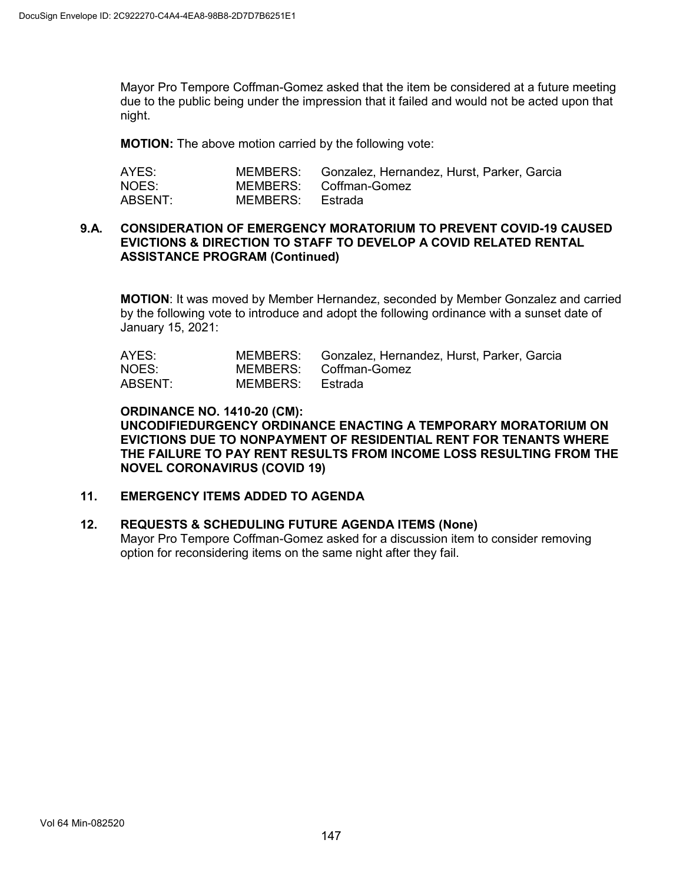Mayor Pro Tempore Coffman-Gomez asked that the item be considered at a future meeting due to the public being under the impression that it failed and would not be acted upon that night.

**MOTION:** The above motion carried by the following vote:

| | | |
|---|---|---|
| AYES: | MEMBERS: | Gonzalez, Hernandez, Hurst, Parker, Garcia |
| NOES: | MEMBERS: | Coffman-Gomez |
| ABSENT: | MEMBERS: | Estrada |

**9.A. CONSIDERATION OF EMERGENCY MORATORIUM TO PREVENT COVID-19 CAUSED EVICTIONS & DIRECTION TO STAFF TO DEVELOP A COVID RELATED RENTAL ASSISTANCE PROGRAM (Continued)**

**MOTION**: It was moved by Member Hernandez, seconded by Member Gonzalez and carried by the following vote to introduce and adopt the following ordinance with a sunset date of January 15, 2021:

| | | |
|---|---|---|
| AYES: | MEMBERS: | Gonzalez, Hernandez, Hurst, Parker, Garcia |
| NOES: | MEMBERS: | Coffman-Gomez |
| ABSENT: | MEMBERS: | Estrada |

**ORDINANCE NO. 1410-20 (CM):**
**UNCODIFIEDURGENCY ORDINANCE ENACTING A TEMPORARY MORATORIUM ON EVICTIONS DUE TO NONPAYMENT OF RESIDENTIAL RENT FOR TENANTS WHERE THE FAILURE TO PAY RENT RESULTS FROM INCOME LOSS RESULTING FROM THE NOVEL CORONAVIRUS (COVID 19)**

**11. EMERGENCY ITEMS ADDED TO AGENDA**

**12. REQUESTS & SCHEDULING FUTURE AGENDA ITEMS (None)**

Mayor Pro Tempore Coffman-Gomez asked for a discussion item to consider removing option for reconsidering items on the same night after they fail.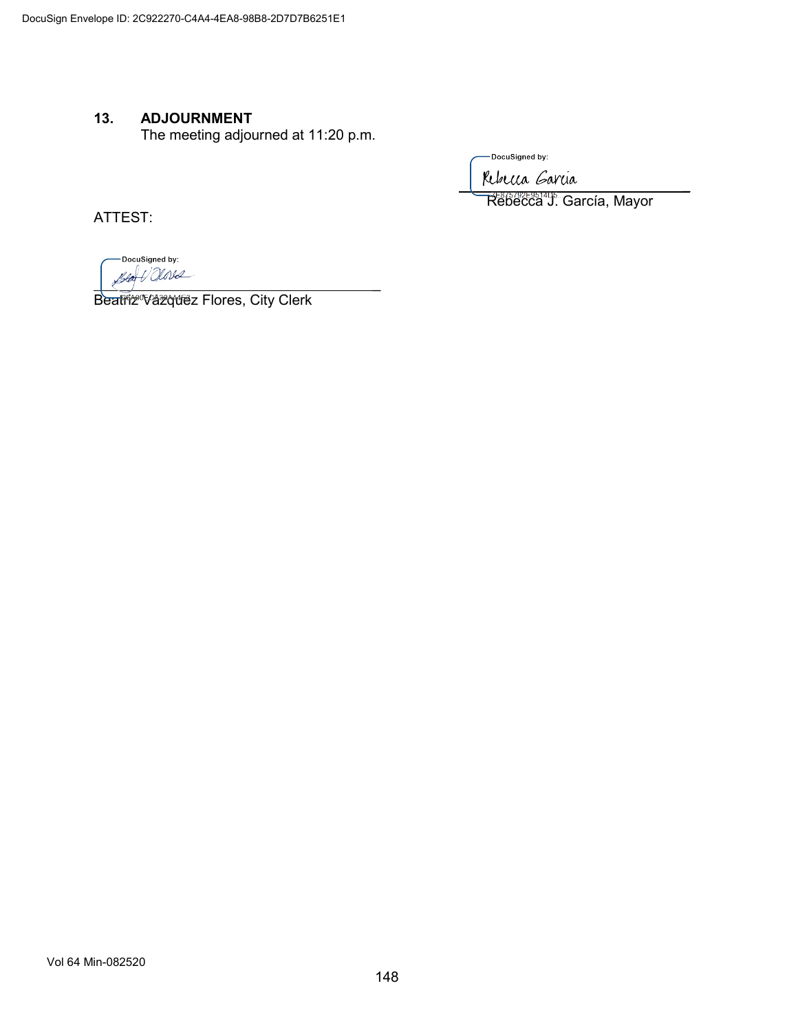## 13. ADJOURNMENT

The meeting adjourned at 11:20 p.m.

DocuSigned by:

Rebecca Garcia

Rebecca J. García, Mayor

ATTEST:

DocuSigned by:

Beatriz Vázquez Flores, City Clerk